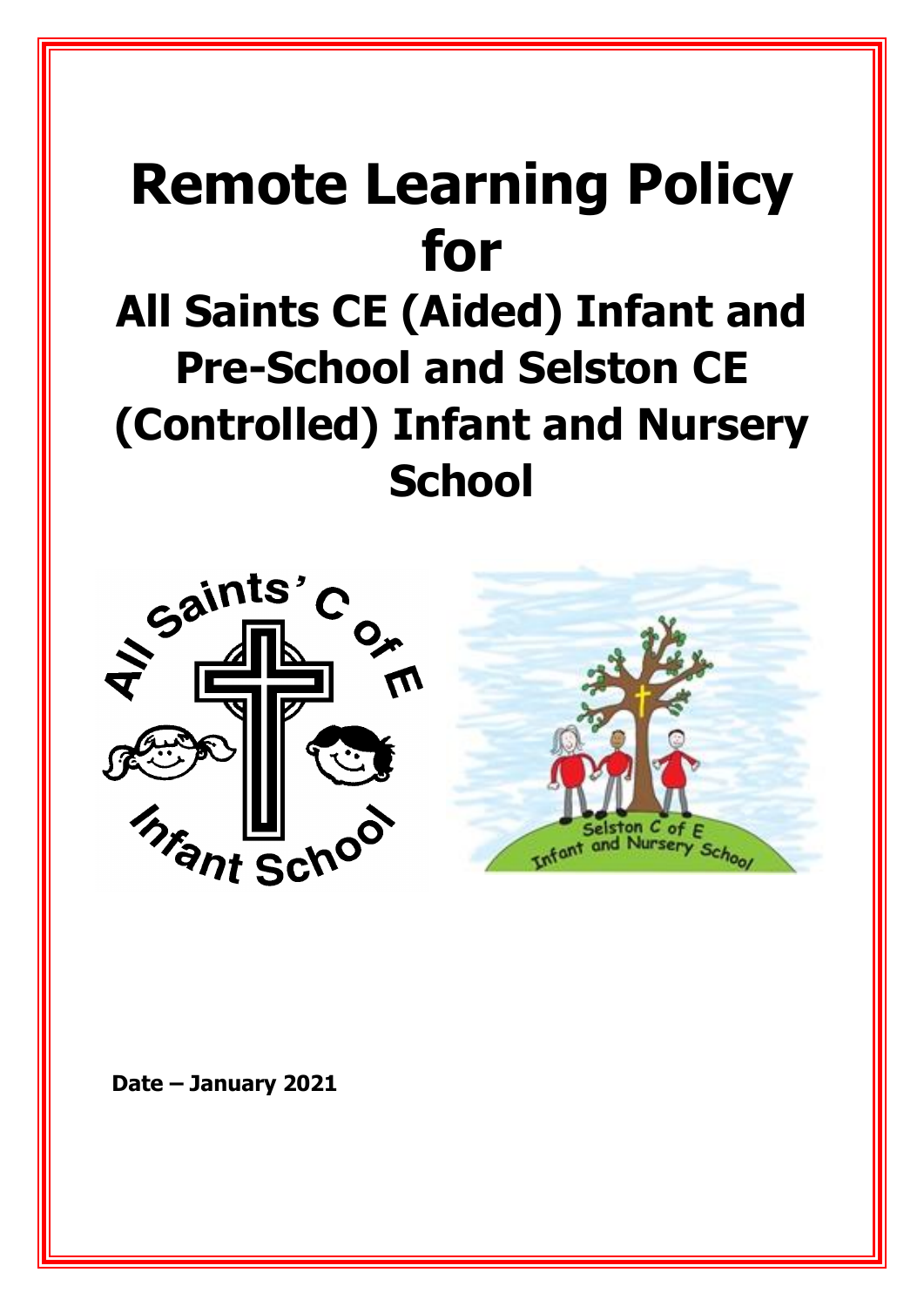# Remote Learning Policy for

## All Saints CE (Aided) Infant and Pre-School and Selston CE (Controlled) Infant and Nursery School

**Date – January 2021**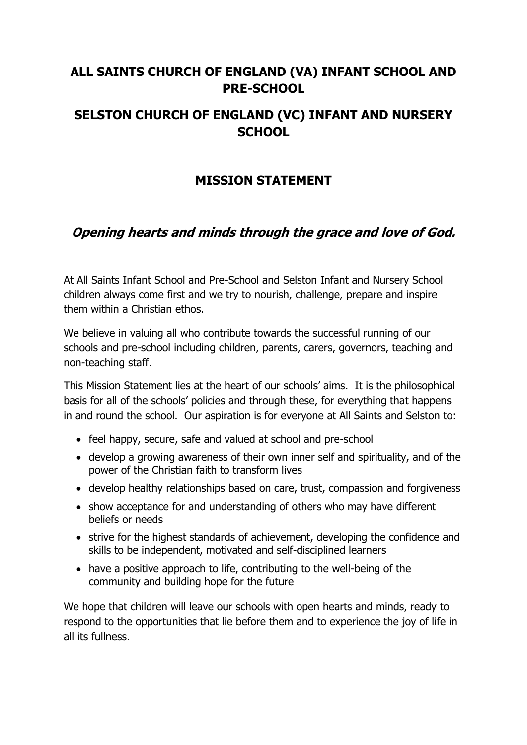# ALL SAINTS CHURCH OF ENGLAND (VA) INFANT SCHOOL AND PRE-SCHOOL

# SELSTON CHURCH OF ENGLAND (VC) INFANT AND NURSERY SCHOOL

## MISSION STATEMENT

### *Opening hearts and minds through the grace and love of God.*

At All Saints Infant School and Pre-School and Selston Infant and Nursery School children always come first and we try to nourish, challenge, prepare and inspire them within a Christian ethos.

We believe in valuing all who contribute towards the successful running of our schools and pre-school including children, parents, carers, governors, teaching and non-teaching staff.

This Mission Statement lies at the heart of our schools' aims. It is the philosophical basis for all of the schools' policies and through these, for everything that happens in and round the school. Our aspiration is for everyone at All Saints and Selston to:

- feel happy, secure, safe and valued at school and pre-school
- develop a growing awareness of their own inner self and spirituality, and of the power of the Christian faith to transform lives
- develop healthy relationships based on care, trust, compassion and forgiveness
- show acceptance for and understanding of others who may have different beliefs or needs
- strive for the highest standards of achievement, developing the confidence and skills to be independent, motivated and self-disciplined learners
- have a positive approach to life, contributing to the well-being of the community and building hope for the future

We hope that children will leave our schools with open hearts and minds, ready to respond to the opportunities that lie before them and to experience the joy of life in all its fullness.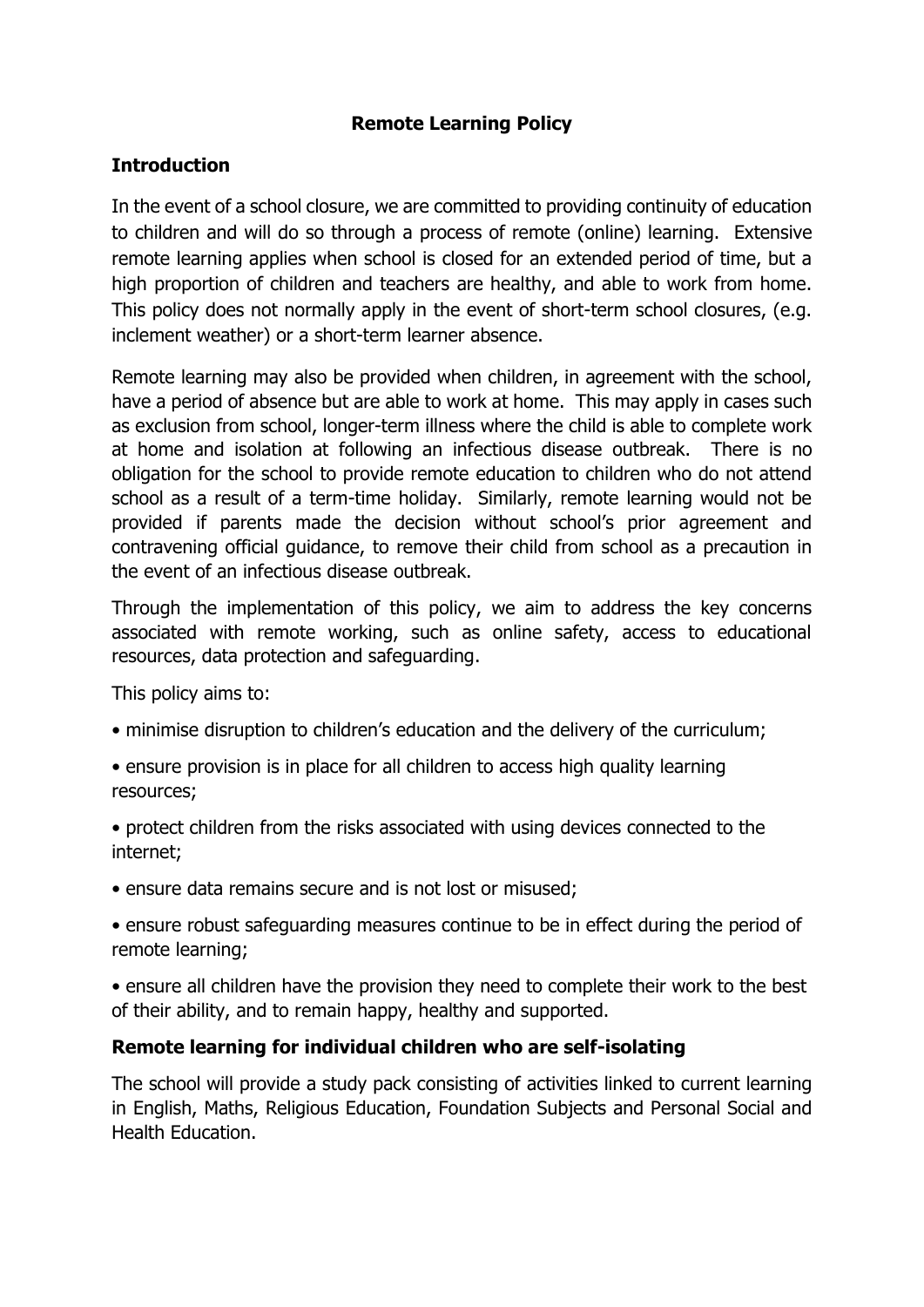# Remote Learning Policy

## Introduction

In the event of a school closure, we are committed to providing continuity of education to children and will do so through a process of remote (online) learning. Extensive remote learning applies when school is closed for an extended period of time, but a high proportion of children and teachers are healthy, and able to work from home. This policy does not normally apply in the event of short-term school closures, (e.g. inclement weather) or a short-term learner absence.

Remote learning may also be provided when children, in agreement with the school, have a period of absence but are able to work at home. This may apply in cases such as exclusion from school, longer-term illness where the child is able to complete work at home and isolation at following an infectious disease outbreak. There is no obligation for the school to provide remote education to children who do not attend school as a result of a term-time holiday. Similarly, remote learning would not be provided if parents made the decision without school's prior agreement and contravening official guidance, to remove their child from school as a precaution in the event of an infectious disease outbreak.

Through the implementation of this policy, we aim to address the key concerns associated with remote working, such as online safety, access to educational resources, data protection and safeguarding.

This policy aims to:

- minimise disruption to children's education and the delivery of the curriculum;
- ensure provision is in place for all children to access high quality learning resources;
- protect children from the risks associated with using devices connected to the internet;
- ensure data remains secure and is not lost or misused;
- ensure robust safeguarding measures continue to be in effect during the period of remote learning;
- ensure all children have the provision they need to complete their work to the best of their ability, and to remain happy, healthy and supported.

## Remote learning for individual children who are self-isolating

The school will provide a study pack consisting of activities linked to current learning in English, Maths, Religious Education, Foundation Subjects and Personal Social and Health Education.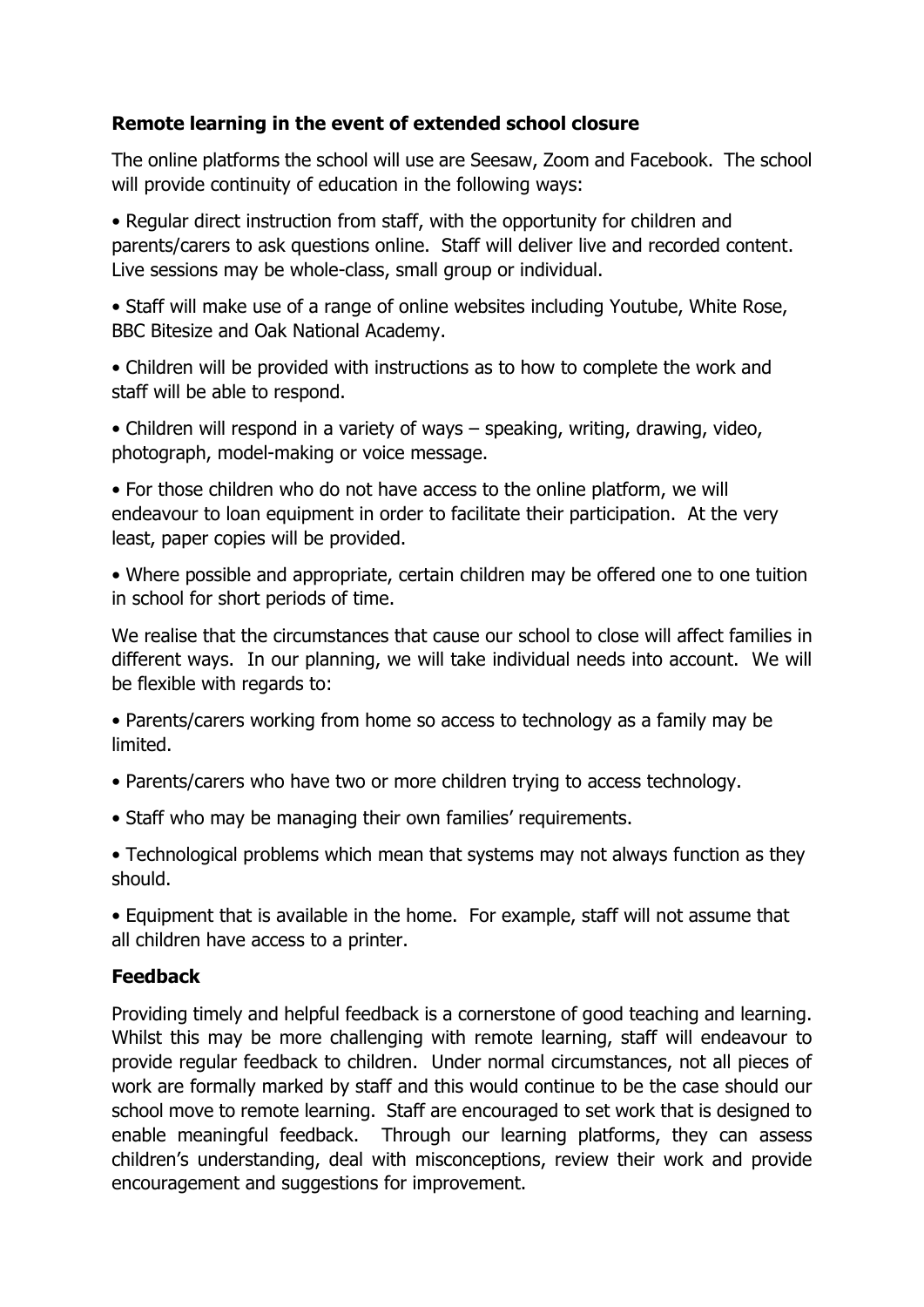**Remote learning in the event of extended school closure**

The online platforms the school will use are Seesaw, Zoom and Facebook. The school will provide continuity of education in the following ways:

- Regular direct instruction from staff, with the opportunity for children and parents/carers to ask questions online. Staff will deliver live and recorded content. Live sessions may be whole-class, small group or individual.
- Staff will make use of a range of online websites including Youtube, White Rose, BBC Bitesize and Oak National Academy.
- Children will be provided with instructions as to how to complete the work and staff will be able to respond.
- Children will respond in a variety of ways – speaking, writing, drawing, video, photograph, model-making or voice message.
- For those children who do not have access to the online platform, we will endeavour to loan equipment in order to facilitate their participation. At the very least, paper copies will be provided.
- Where possible and appropriate, certain children may be offered one to one tuition in school for short periods of time.

We realise that the circumstances that cause our school to close will affect families in different ways. In our planning, we will take individual needs into account. We will be flexible with regards to:

- Parents/carers working from home so access to technology as a family may be limited.
- Parents/carers who have two or more children trying to access technology.
- Staff who may be managing their own families' requirements.
- Technological problems which mean that systems may not always function as they should.
- Equipment that is available in the home. For example, staff will not assume that all children have access to a printer.

**Feedback**

Providing timely and helpful feedback is a cornerstone of good teaching and learning. Whilst this may be more challenging with remote learning, staff will endeavour to provide regular feedback to children. Under normal circumstances, not all pieces of work are formally marked by staff and this would continue to be the case should our school move to remote learning. Staff are encouraged to set work that is designed to enable meaningful feedback. Through our learning platforms, they can assess children's understanding, deal with misconceptions, review their work and provide encouragement and suggestions for improvement.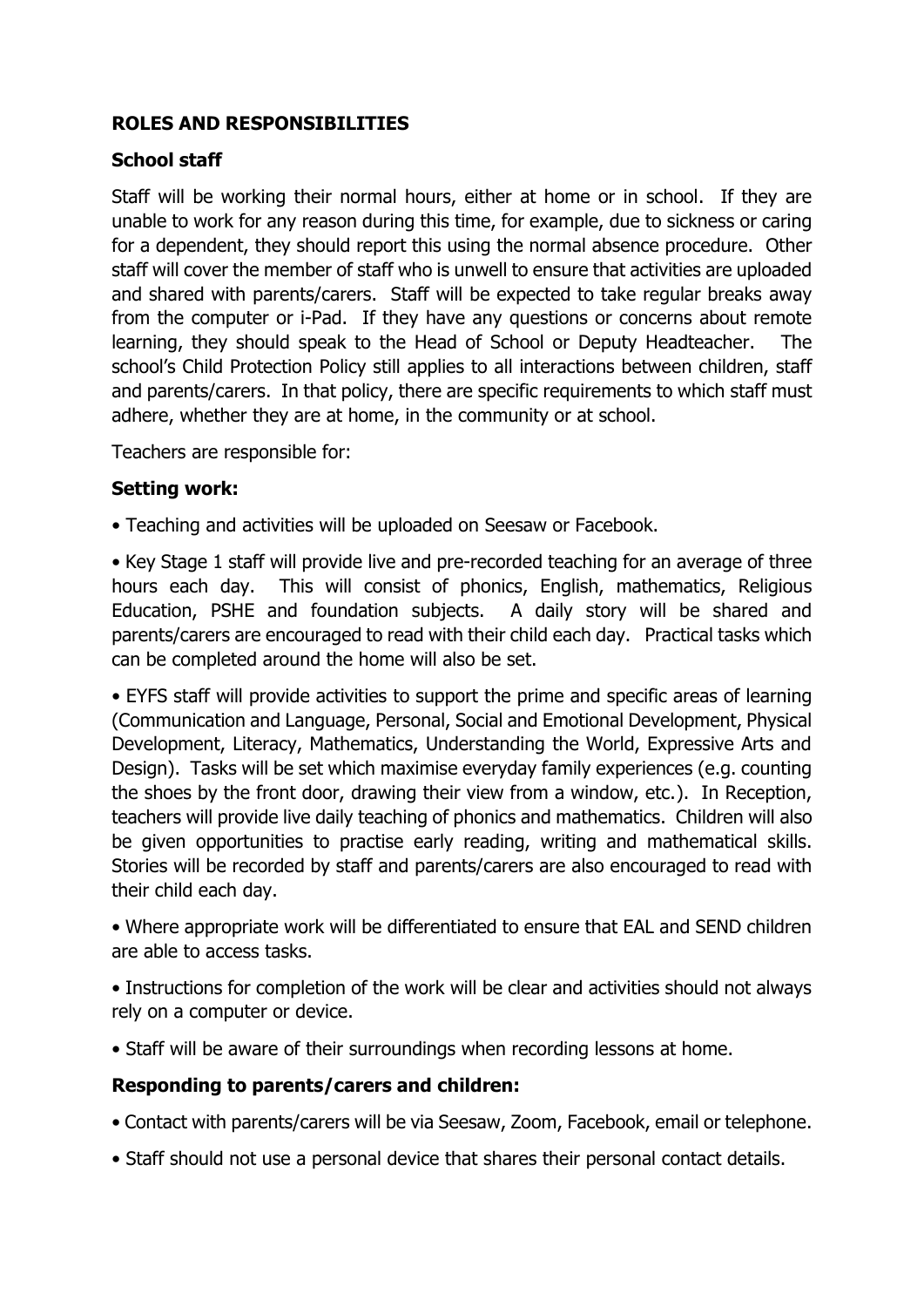**ROLES AND RESPONSIBILITIES**

**School staff**

Staff will be working their normal hours, either at home or in school. If they are unable to work for any reason during this time, for example, due to sickness or caring for a dependent, they should report this using the normal absence procedure. Other staff will cover the member of staff who is unwell to ensure that activities are uploaded and shared with parents/carers. Staff will be expected to take regular breaks away from the computer or i-Pad. If they have any questions or concerns about remote learning, they should speak to the Head of School or Deputy Headteacher. The school's Child Protection Policy still applies to all interactions between children, staff and parents/carers. In that policy, there are specific requirements to which staff must adhere, whether they are at home, in the community or at school.

Teachers are responsible for:

**Setting work:**

- Teaching and activities will be uploaded on Seesaw or Facebook.
- Key Stage 1 staff will provide live and pre-recorded teaching for an average of three hours each day. This will consist of phonics, English, mathematics, Religious Education, PSHE and foundation subjects. A daily story will be shared and parents/carers are encouraged to read with their child each day. Practical tasks which can be completed around the home will also be set.
- EYFS staff will provide activities to support the prime and specific areas of learning (Communication and Language, Personal, Social and Emotional Development, Physical Development, Literacy, Mathematics, Understanding the World, Expressive Arts and Design). Tasks will be set which maximise everyday family experiences (e.g. counting the shoes by the front door, drawing their view from a window, etc.). In Reception, teachers will provide live daily teaching of phonics and mathematics. Children will also be given opportunities to practise early reading, writing and mathematical skills. Stories will be recorded by staff and parents/carers are also encouraged to read with their child each day.
- Where appropriate work will be differentiated to ensure that EAL and SEND children are able to access tasks.
- Instructions for completion of the work will be clear and activities should not always rely on a computer or device.
- Staff will be aware of their surroundings when recording lessons at home.

**Responding to parents/carers and children:**

- Contact with parents/carers will be via Seesaw, Zoom, Facebook, email or telephone.
- Staff should not use a personal device that shares their personal contact details.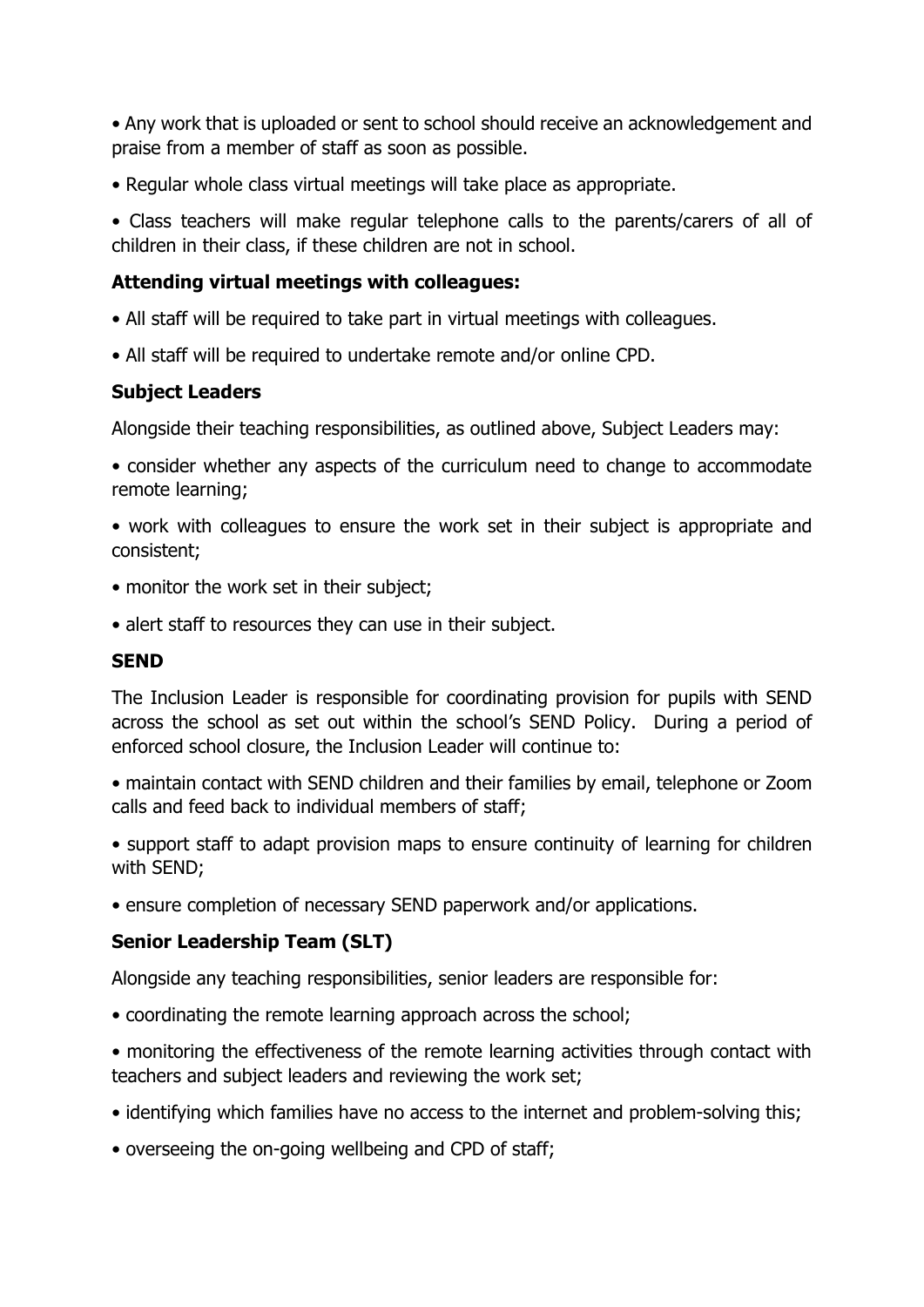• Any work that is uploaded or sent to school should receive an acknowledgement and praise from a member of staff as soon as possible.

• Regular whole class virtual meetings will take place as appropriate.

• Class teachers will make regular telephone calls to the parents/carers of all of children in their class, if these children are not in school.

**Attending virtual meetings with colleagues:**

• All staff will be required to take part in virtual meetings with colleagues.

• All staff will be required to undertake remote and/or online CPD.

**Subject Leaders**

Alongside their teaching responsibilities, as outlined above, Subject Leaders may:

• consider whether any aspects of the curriculum need to change to accommodate remote learning;

• work with colleagues to ensure the work set in their subject is appropriate and consistent;

• monitor the work set in their subject;

• alert staff to resources they can use in their subject.

**SEND**

The Inclusion Leader is responsible for coordinating provision for pupils with SEND across the school as set out within the school's SEND Policy. During a period of enforced school closure, the Inclusion Leader will continue to:

• maintain contact with SEND children and their families by email, telephone or Zoom calls and feed back to individual members of staff;

• support staff to adapt provision maps to ensure continuity of learning for children with SEND;

• ensure completion of necessary SEND paperwork and/or applications.

**Senior Leadership Team (SLT)**

Alongside any teaching responsibilities, senior leaders are responsible for:

• coordinating the remote learning approach across the school;

• monitoring the effectiveness of the remote learning activities through contact with teachers and subject leaders and reviewing the work set;

• identifying which families have no access to the internet and problem-solving this;

• overseeing the on-going wellbeing and CPD of staff;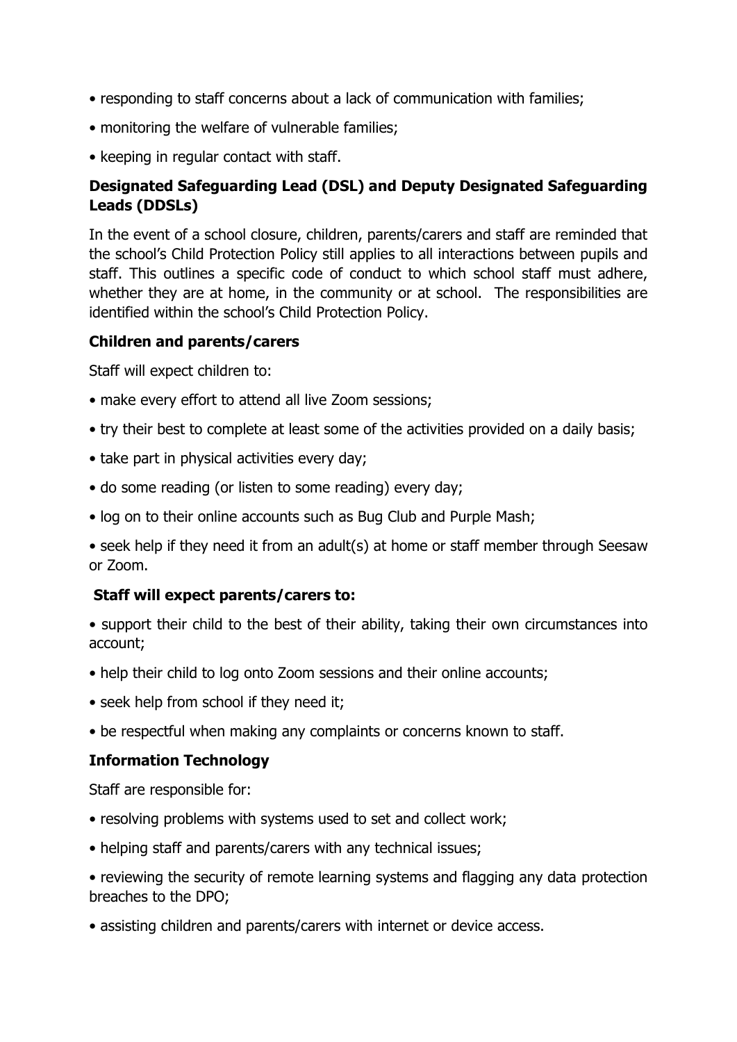- responding to staff concerns about a lack of communication with families;
- monitoring the welfare of vulnerable families;
- keeping in regular contact with staff.

**Designated Safeguarding Lead (DSL) and Deputy Designated Safeguarding Leads (DDSLs)**

In the event of a school closure, children, parents/carers and staff are reminded that the school's Child Protection Policy still applies to all interactions between pupils and staff. This outlines a specific code of conduct to which school staff must adhere, whether they are at home, in the community or at school. The responsibilities are identified within the school's Child Protection Policy.

**Children and parents/carers**

Staff will expect children to:

- make every effort to attend all live Zoom sessions;
- try their best to complete at least some of the activities provided on a daily basis;
- take part in physical activities every day;
- do some reading (or listen to some reading) every day;
- log on to their online accounts such as Bug Club and Purple Mash;
- seek help if they need it from an adult(s) at home or staff member through Seesaw or Zoom.

**Staff will expect parents/carers to:**

- support their child to the best of their ability, taking their own circumstances into account;
- help their child to log onto Zoom sessions and their online accounts;
- seek help from school if they need it;
- be respectful when making any complaints or concerns known to staff.

**Information Technology**

Staff are responsible for:

- resolving problems with systems used to set and collect work;
- helping staff and parents/carers with any technical issues;
- reviewing the security of remote learning systems and flagging any data protection breaches to the DPO;
- assisting children and parents/carers with internet or device access.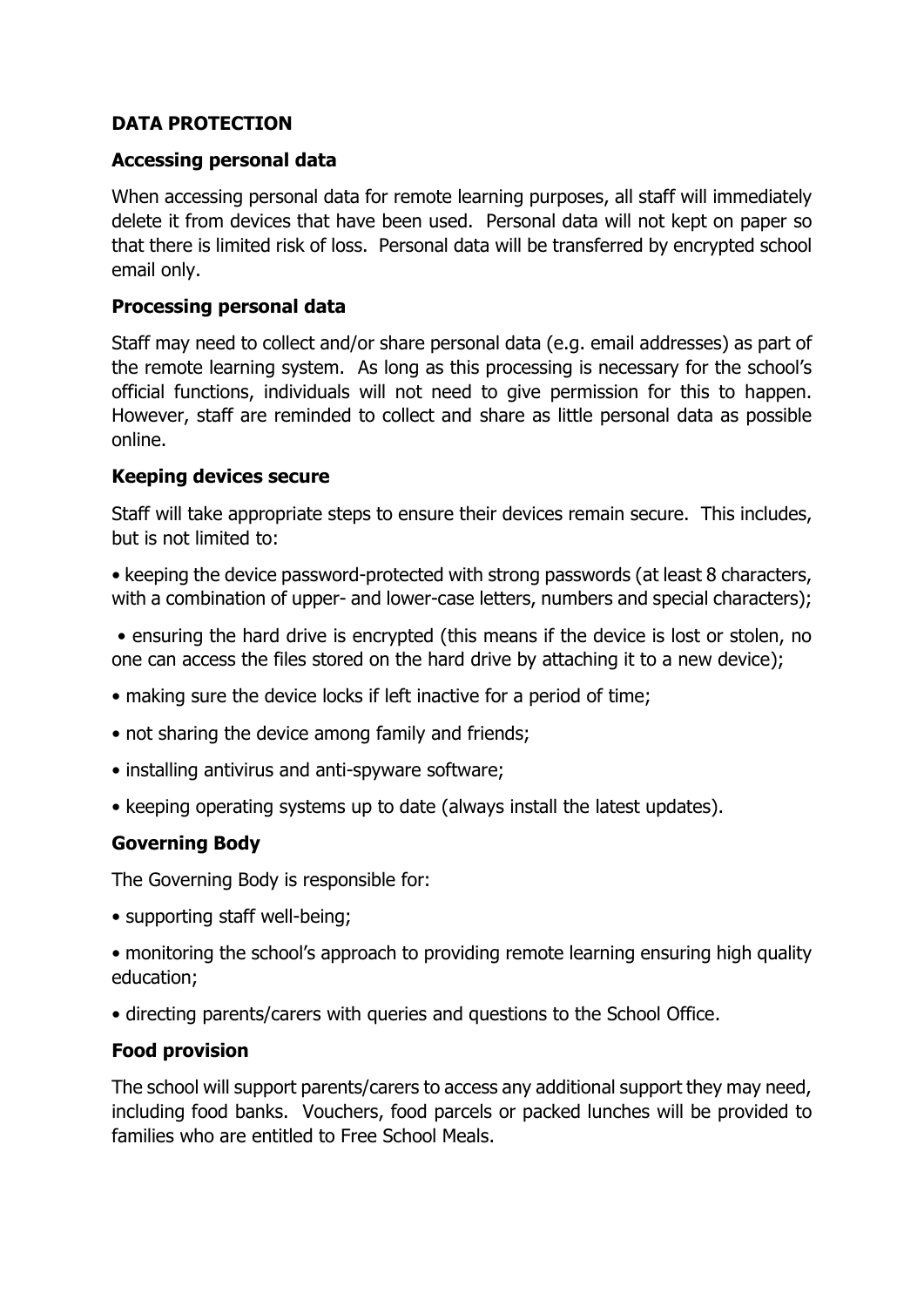## DATA PROTECTION

### Accessing personal data

When accessing personal data for remote learning purposes, all staff will immediately delete it from devices that have been used. Personal data will not kept on paper so that there is limited risk of loss. Personal data will be transferred by encrypted school email only.

### Processing personal data

Staff may need to collect and/or share personal data (e.g. email addresses) as part of the remote learning system. As long as this processing is necessary for the school's official functions, individuals will not need to give permission for this to happen. However, staff are reminded to collect and share as little personal data as possible online.

### Keeping devices secure

Staff will take appropriate steps to ensure their devices remain secure. This includes, but is not limited to:

- keeping the device password-protected with strong passwords (at least 8 characters, with a combination of upper- and lower-case letters, numbers and special characters);
- ensuring the hard drive is encrypted (this means if the device is lost or stolen, no one can access the files stored on the hard drive by attaching it to a new device);
- making sure the device locks if left inactive for a period of time;
- not sharing the device among family and friends;
- installing antivirus and anti-spyware software;
- keeping operating systems up to date (always install the latest updates).

### Governing Body

The Governing Body is responsible for:

- supporting staff well-being;
- monitoring the school's approach to providing remote learning ensuring high quality education;
- directing parents/carers with queries and questions to the School Office.

### Food provision

The school will support parents/carers to access any additional support they may need, including food banks. Vouchers, food parcels or packed lunches will be provided to families who are entitled to Free School Meals.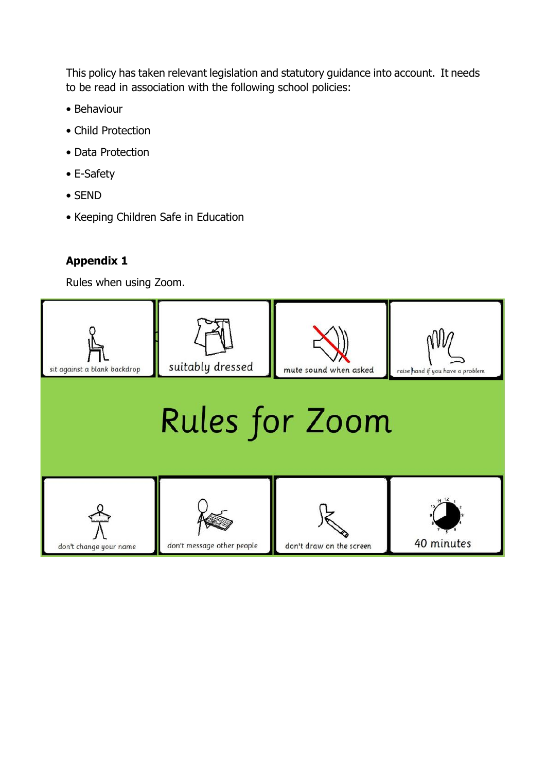This policy has taken relevant legislation and statutory guidance into account. It needs to be read in association with the following school policies:

- Behaviour
- Child Protection
- Data Protection
- E-Safety
- SEND
- Keeping Children Safe in Education

**Appendix 1**

Rules when using Zoom.

Rules for Zoom

sit against a blank backdrop

suitably dressed

mute sound when asked

raise hand if you have a problem

don't change your name

don't message other people

don't draw on the screen

40 minutes